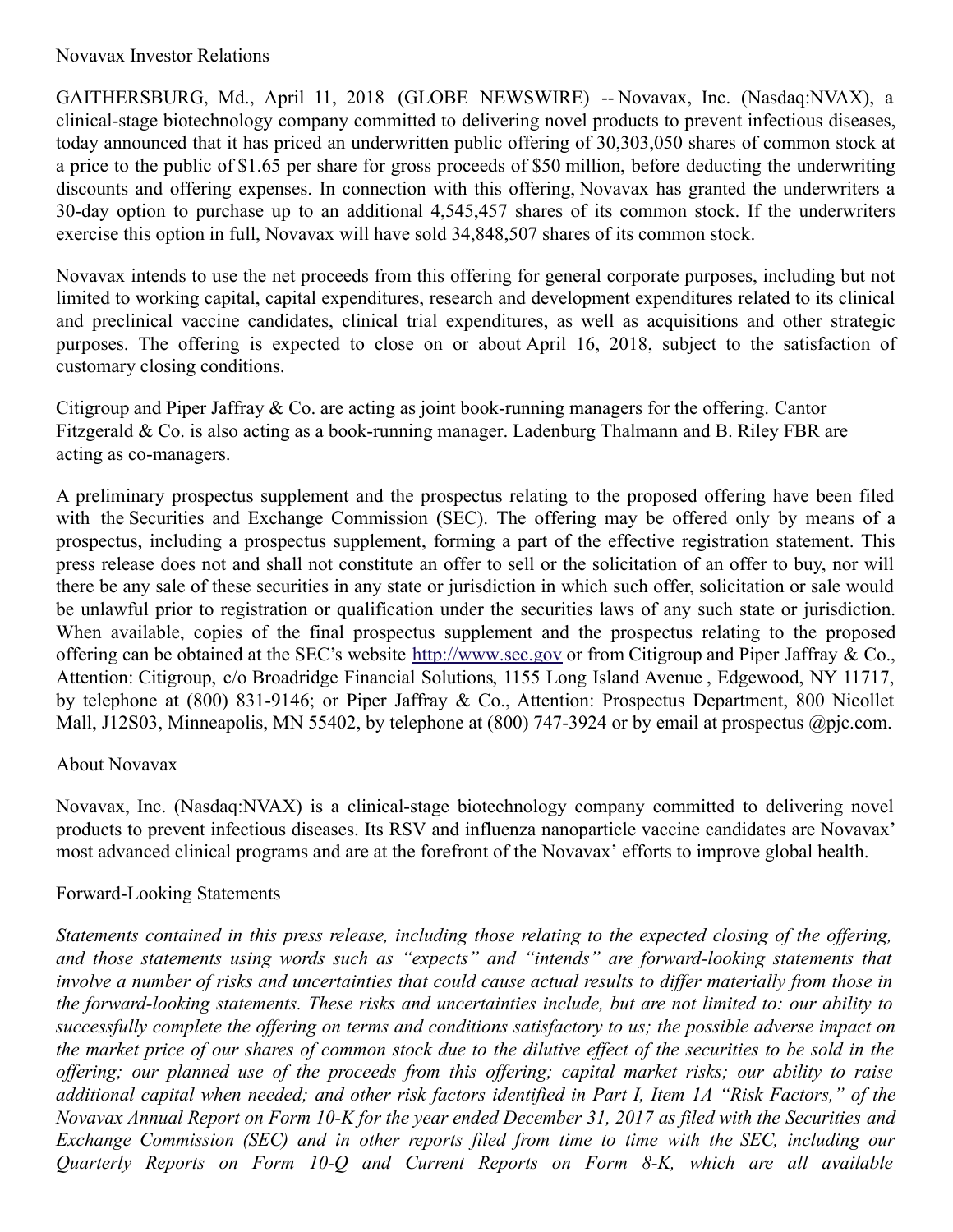Novavax Investor Relations

GAITHERSBURG, Md., April 11, 2018 (GLOBE NEWSWIRE) -- Novavax, Inc. (Nasdaq:NVAX), a clinical-stage biotechnology company committed to delivering novel products to prevent infectious diseases, today announced that it has priced an underwritten public offering of 30,303,050 shares of common stock at a price to the public of $1.65 per share for gross proceeds of $50 million, before deducting the underwriting discounts and offering expenses. In connection with this offering, Novavax has granted the underwriters a 30-day option to purchase up to an additional 4,545,457 shares of its common stock. If the underwriters exercise this option in full, Novavax will have sold 34,848,507 shares of its common stock.

Novavax intends to use the net proceeds from this offering for general corporate purposes, including but not limited to working capital, capital expenditures, research and development expenditures related to its clinical and preclinical vaccine candidates, clinical trial expenditures, as well as acquisitions and other strategic purposes. The offering is expected to close on or about April 16, 2018, subject to the satisfaction of customary closing conditions.

Citigroup and Piper Jaffray & Co. are acting as joint book-running managers for the offering. Cantor Fitzgerald & Co. is also acting as a book-running manager. Ladenburg Thalmann and B. Riley FBR are acting as co-managers.

A preliminary prospectus supplement and the prospectus relating to the proposed offering have been filed with the Securities and Exchange Commission (SEC). The offering may be offered only by means of a prospectus, including a prospectus supplement, forming a part of the effective registration statement. This press release does not and shall not constitute an offer to sell or the solicitation of an offer to buy, nor will there be any sale of these securities in any state or jurisdiction in which such offer, solicitation or sale would be unlawful prior to registration or qualification under the securities laws of any such state or jurisdiction. When available, copies of the final prospectus supplement and the prospectus relating to the proposed offering can be obtained at the SEC's website http://www.sec.gov or from Citigroup and Piper Jaffray & Co., Attention: Citigroup, c/o Broadridge Financial Solutions, 1155 Long Island Avenue , Edgewood, NY 11717, by telephone at (800) 831-9146; or Piper Jaffray & Co., Attention: Prospectus Department, 800 Nicollet Mall, J12S03, Minneapolis, MN 55402, by telephone at (800) 747-3924 or by email at prospectus @pjc.com.

## About Novavax

Novavax, Inc. (Nasdaq:NVAX) is a clinical-stage biotechnology company committed to delivering novel products to prevent infectious diseases. Its RSV and influenza nanoparticle vaccine candidates are Novavax' most advanced clinical programs and are at the forefront of the Novavax' efforts to improve global health.

## Forward-Looking Statements

*Statements contained in this press release, including those relating to the expected closing of the offering, and those statements using words such as "expects" and "intends" are forward-looking statements that involve a number of risks and uncertainties that could cause actual results to differ materially from those in the forward-looking statements. These risks and uncertainties include, but are not limited to: our ability to successfully complete the offering on terms and conditions satisfactory to us; the possible adverse impact on the market price of our shares of common stock due to the dilutive effect of the securities to be sold in the offering; our planned use of the proceeds from this offering; capital market risks; our ability to raise additional capital when needed; and other risk factors identified in Part I, Item 1A "Risk Factors," of the Novavax Annual Report on Form 10-K for the year ended December 31, 2017 as filed with the Securities and Exchange Commission (SEC) and in other reports filed from time to time with the SEC, including our Quarterly Reports on Form 10-Q and Current Reports on Form 8-K, which are all available*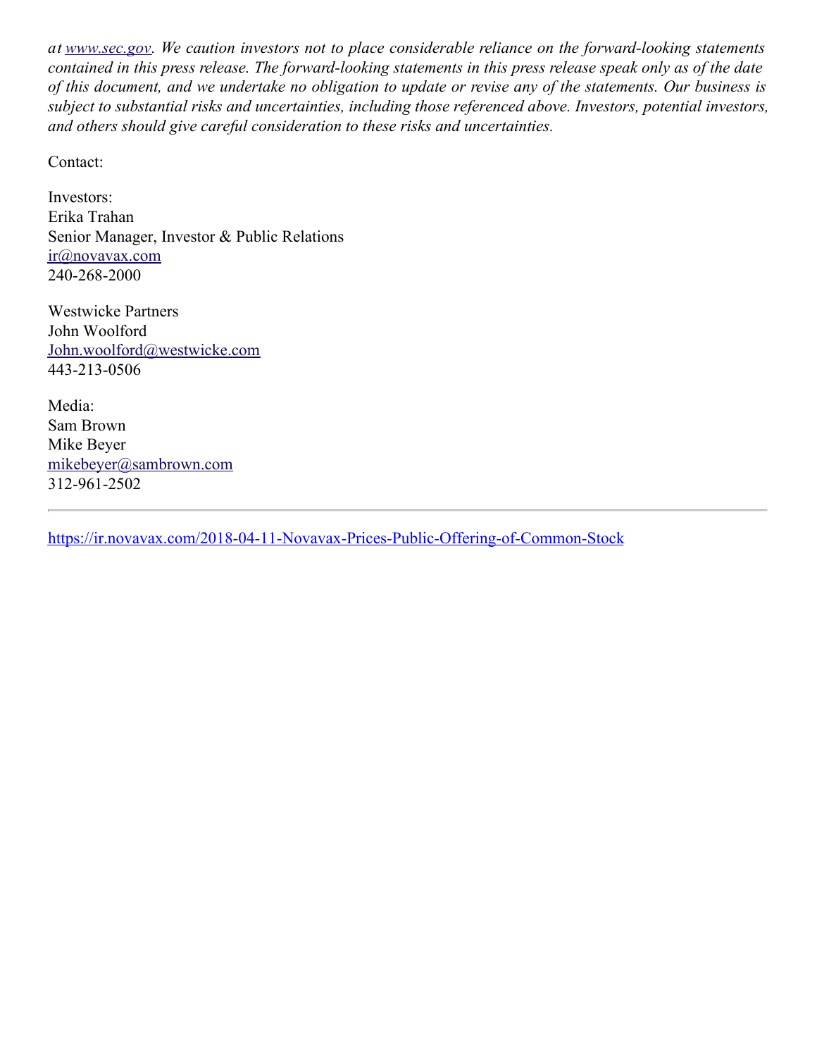*at www.sec.gov. We caution investors not to place considerable reliance on the forward-looking statements contained in this press release. The forward-looking statements in this press release speak only as of the date of this document, and we undertake no obligation to update or revise any of the statements. Our business is subject to substantial risks and uncertainties, including those referenced above. Investors, potential investors, and others should give careful consideration to these risks and uncertainties.*

Contact:

Investors:
Erika Trahan
Senior Manager, Investor & Public Relations
ir@novavax.com
240-268-2000

Westwicke Partners
John Woolford
John.woolford@westwicke.com
443-213-0506

Media:
Sam Brown
Mike Beyer
mikebeyer@sambrown.com
312-961-2502

---

https://ir.novavax.com/2018-04-11-Novavax-Prices-Public-Offering-of-Common-Stock